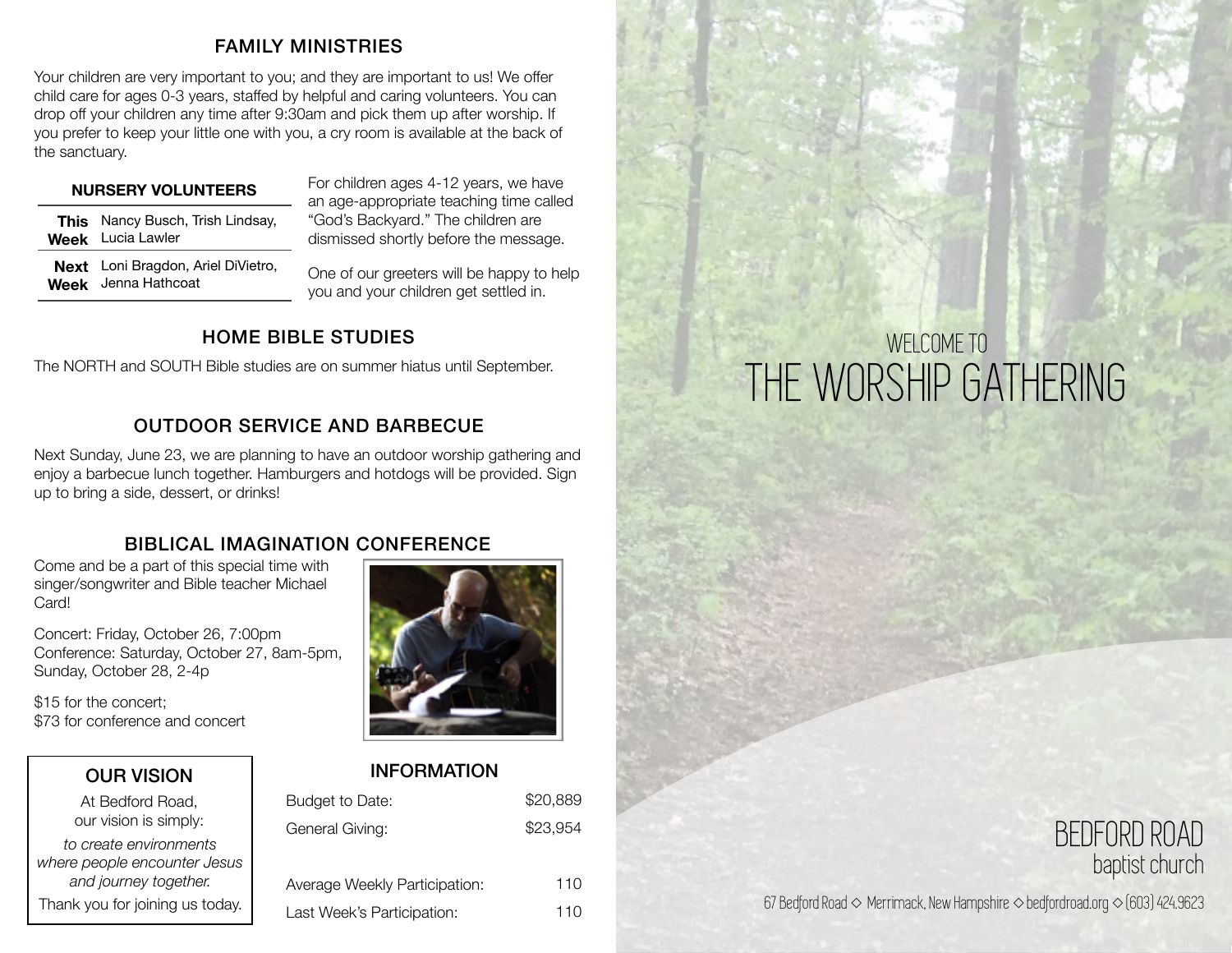## FAMILY MINISTRIES

Your children are very important to you; and they are important to us! We offer child care for ages 0-3 years, staffed by helpful and caring volunteers. You can drop off your children any time after 9:30am and pick them up after worship. If you prefer to keep your little one with you, a cry room is available at the back of the sanctuary.

| NURSERY VOLUNTEERS | |
|---|---|
| **This Week** | Nancy Busch, Trish Lindsay, Lucia Lawler |
| **Next Week** | Loni Bragdon, Ariel DiVietro, Jenna Hathcoat |

For children ages 4-12 years, we have an age-appropriate teaching time called "God's Backyard." The children are dismissed shortly before the message.

One of our greeters will be happy to help you and your children get settled in.

## HOME BIBLE STUDIES

The NORTH and SOUTH Bible studies are on summer hiatus until September.

## OUTDOOR SERVICE AND BARBECUE

Next Sunday, June 23, we are planning to have an outdoor worship gathering and enjoy a barbecue lunch together. Hamburgers and hotdogs will be provided. Sign up to bring a side, dessert, or drinks!

## BIBLICAL IMAGINATION CONFERENCE

Come and be a part of this special time with singer/songwriter and Bible teacher Michael Card!

Concert: Friday, October 26, 7:00pm
Conference: Saturday, October 27, 8am-5pm, Sunday, October 28, 2-4p

$15 for the concert;
$73 for conference and concert

## OUR VISION

At Bedford Road, our vision is simply:

*to create environments where people encounter Jesus and journey together.*

Thank you for joining us today.

## INFORMATION

| | |
|---|---|
| Budget to Date: | $20,889 |
| General Giving: | $23,954 |
| Average Weekly Participation: | 110 |
| Last Week's Participation: | 110 |

WELCOME TO

# THE WORSHIP GATHERING

BEDFORD ROAD
baptist church

67 Bedford Road ◇ Merrimack, New Hampshire ◇ bedfordroad.org ◇ (603) 424.9623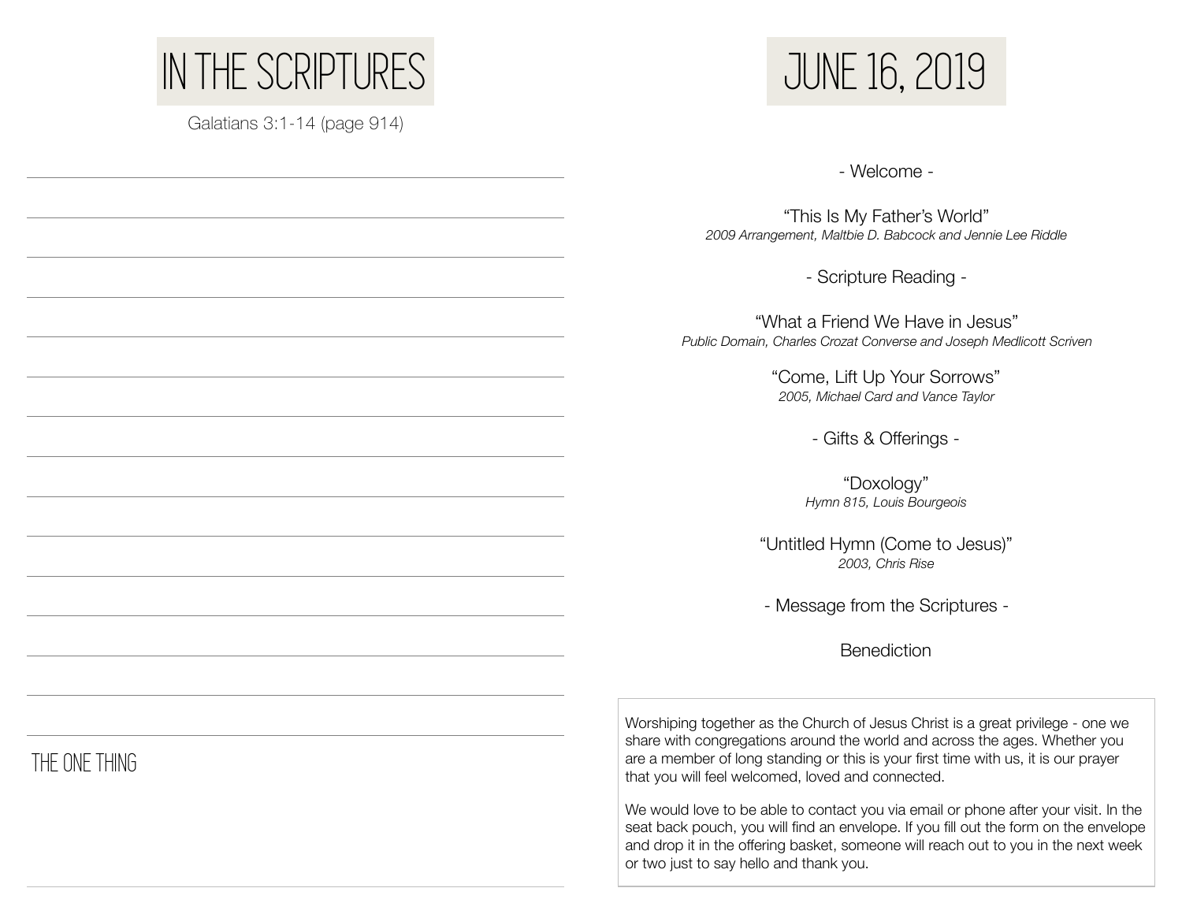# IN THE SCRIPTURES

Galatians 3:1-14 (page 914)

## THE ONE THING

# JUNE 16, 2019

- Welcome -

"This Is My Father's World"
*2009 Arrangement, Maltbie D. Babcock and Jennie Lee Riddle*

- Scripture Reading -

"What a Friend We Have in Jesus"
*Public Domain, Charles Crozat Converse and Joseph Medlicott Scriven*

"Come, Lift Up Your Sorrows"
*2005, Michael Card and Vance Taylor*

- Gifts & Offerings -

"Doxology"
*Hymn 815, Louis Bourgeois*

"Untitled Hymn (Come to Jesus)"
*2003, Chris Rise*

- Message from the Scriptures -

Benediction

Worshiping together as the Church of Jesus Christ is a great privilege - one we share with congregations around the world and across the ages. Whether you are a member of long standing or this is your first time with us, it is our prayer that you will feel welcomed, loved and connected.

We would love to be able to contact you via email or phone after your visit. In the seat back pouch, you will find an envelope. If you fill out the form on the envelope and drop it in the offering basket, someone will reach out to you in the next week or two just to say hello and thank you.